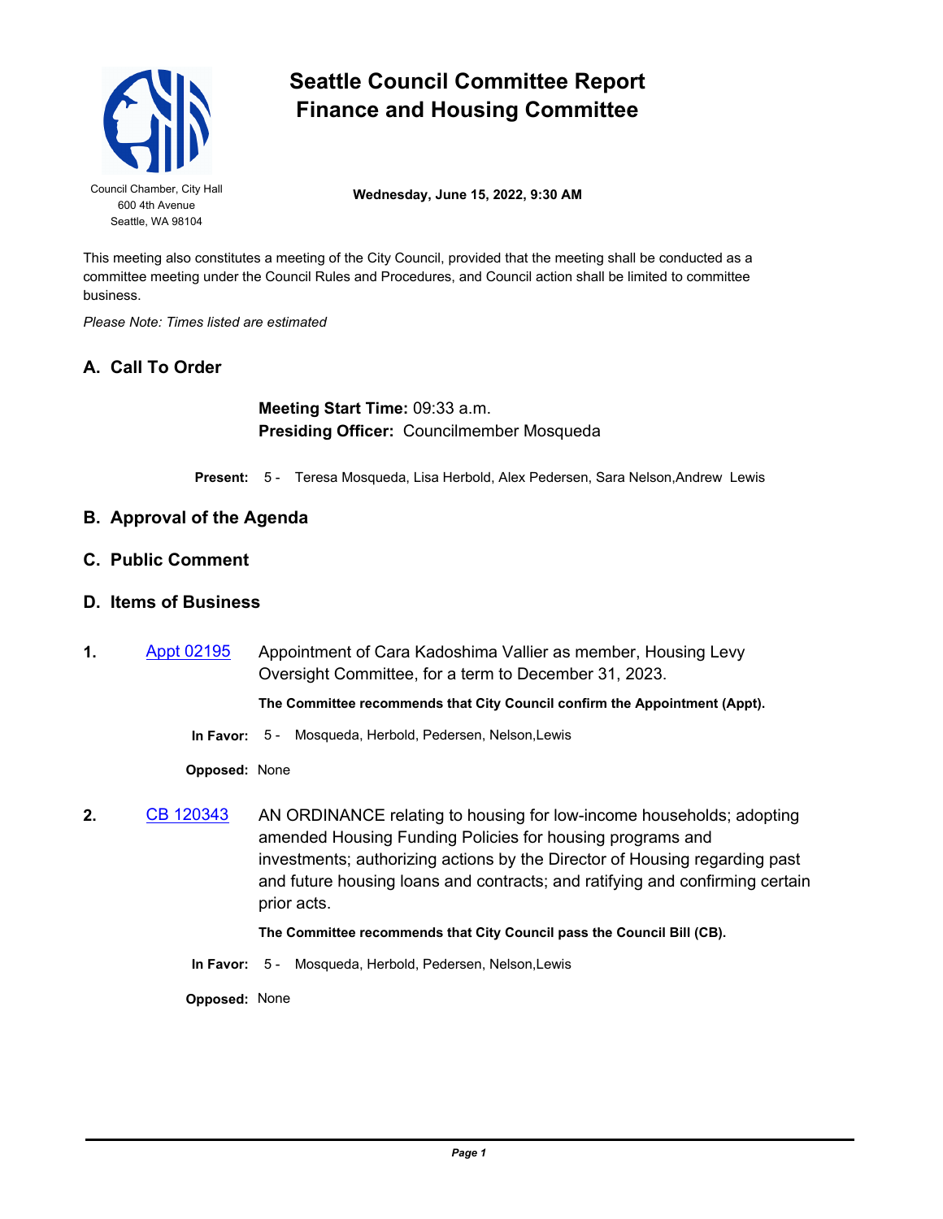# Seattle Council Committee Report
# Finance and Housing Committee

Council Chamber, City Hall
600 4th Avenue
Seattle, WA 98104

**Wednesday, June 15, 2022, 9:30 AM**

This meeting also constitutes a meeting of the City Council, provided that the meeting shall be conducted as a committee meeting under the Council Rules and Procedures, and Council action shall be limited to committee business.

*Please Note: Times listed are estimated*

## A. Call To Order

**Meeting Start Time:** 09:33 a.m.
**Presiding Officer:** Councilmember Mosqueda

**Present:** 5 - Teresa Mosqueda, Lisa Herbold, Alex Pedersen, Sara Nelson, Andrew Lewis

## B. Approval of the Agenda

## C. Public Comment

## D. Items of Business

**1.** [Appt 02195] Appointment of Cara Kadoshima Vallier as member, Housing Levy Oversight Committee, for a term to December 31, 2023.

**The Committee recommends that City Council confirm the Appointment (Appt).**

**In Favor:** 5 - Mosqueda, Herbold, Pedersen, Nelson, Lewis

**Opposed:** None

**2.** [CB 120343] AN ORDINANCE relating to housing for low-income households; adopting amended Housing Funding Policies for housing programs and investments; authorizing actions by the Director of Housing regarding past and future housing loans and contracts; and ratifying and confirming certain prior acts.

**The Committee recommends that City Council pass the Council Bill (CB).**

**In Favor:** 5 - Mosqueda, Herbold, Pedersen, Nelson, Lewis

**Opposed:** None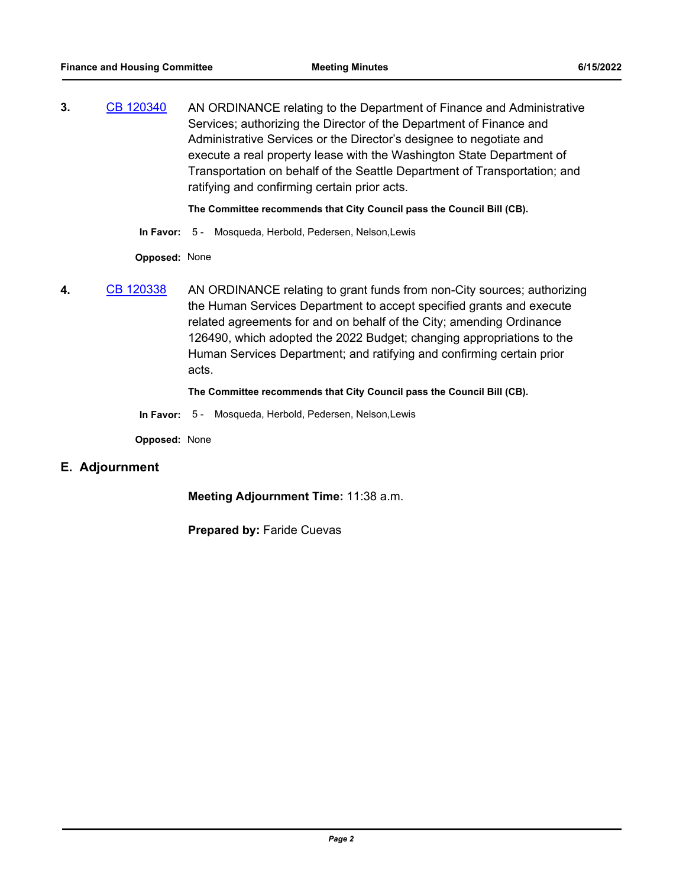**3.** [CB 120340](CB 120340) AN ORDINANCE relating to the Department of Finance and Administrative Services; authorizing the Director of the Department of Finance and Administrative Services or the Director's designee to negotiate and execute a real property lease with the Washington State Department of Transportation on behalf of the Seattle Department of Transportation; and ratifying and confirming certain prior acts.

**The Committee recommends that City Council pass the Council Bill (CB).**

**In Favor:** 5 - Mosqueda, Herbold, Pedersen, Nelson,Lewis

**Opposed:** None

**4.** [CB 120338](CB 120338) AN ORDINANCE relating to grant funds from non-City sources; authorizing the Human Services Department to accept specified grants and execute related agreements for and on behalf of the City; amending Ordinance 126490, which adopted the 2022 Budget; changing appropriations to the Human Services Department; and ratifying and confirming certain prior acts.

**The Committee recommends that City Council pass the Council Bill (CB).**

**In Favor:** 5 - Mosqueda, Herbold, Pedersen, Nelson,Lewis

**Opposed:** None

## E. Adjournment

**Meeting Adjournment Time:** 11:38 a.m.

**Prepared by:** Faride Cuevas